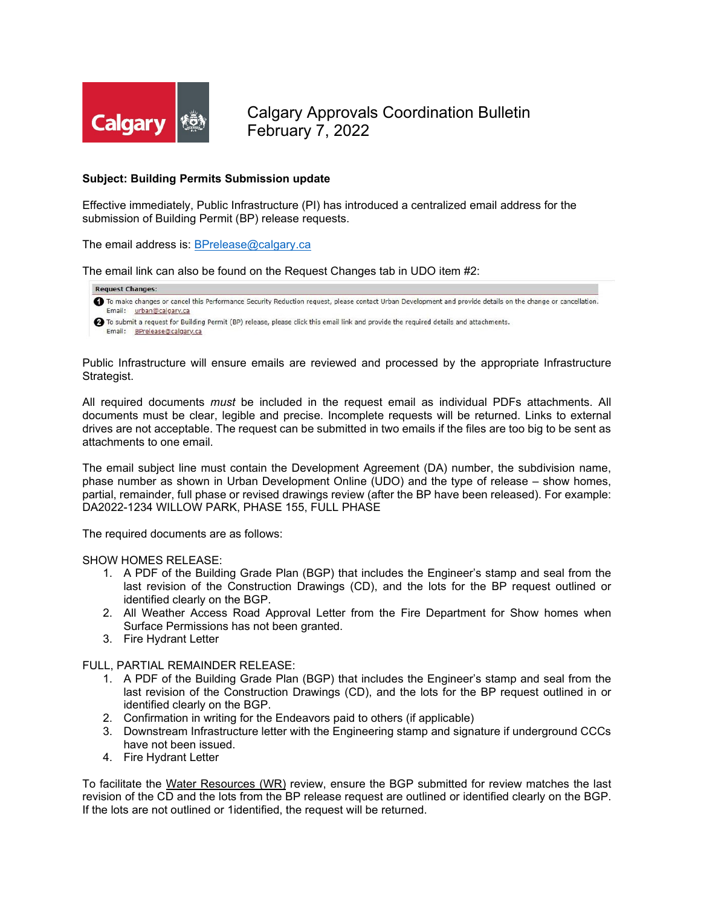# Calgary Approvals Coordination Bulletin
February 7, 2022

**Subject: Building Permits Submission update**

Effective immediately, Public Infrastructure (PI) has introduced a centralized email address for the submission of Building Permit (BP) release requests.

The email address is: BPrelease@calgary.ca

The email link can also be found on the Request Changes tab in UDO item #2:

Request Changes:

1. To make changes or cancel this Performance Security Reduction request, please contact Urban Development and provide details on the change or cancellation.
   Email: urban@calgary.ca
2. To submit a request for Building Permit (BP) release, please click this email link and provide the required details and attachments.
   Email: BPrelease@calgary.ca

Public Infrastructure will ensure emails are reviewed and processed by the appropriate Infrastructure Strategist.

All required documents *must* be included in the request email as individual PDFs attachments. All documents must be clear, legible and precise. Incomplete requests will be returned. Links to external drives are not acceptable. The request can be submitted in two emails if the files are too big to be sent as attachments to one email.

The email subject line must contain the Development Agreement (DA) number, the subdivision name, phase number as shown in Urban Development Online (UDO) and the type of release – show homes, partial, remainder, full phase or revised drawings review (after the BP have been released). For example: DA2022-1234 WILLOW PARK, PHASE 155, FULL PHASE

The required documents are as follows:

SHOW HOMES RELEASE:

1. A PDF of the Building Grade Plan (BGP) that includes the Engineer's stamp and seal from the last revision of the Construction Drawings (CD), and the lots for the BP request outlined or identified clearly on the BGP.
2. All Weather Access Road Approval Letter from the Fire Department for Show homes when Surface Permissions has not been granted.
3. Fire Hydrant Letter

FULL, PARTIAL REMAINDER RELEASE:

1. A PDF of the Building Grade Plan (BGP) that includes the Engineer's stamp and seal from the last revision of the Construction Drawings (CD), and the lots for the BP request outlined in or identified clearly on the BGP.
2. Confirmation in writing for the Endeavors paid to others (if applicable)
3. Downstream Infrastructure letter with the Engineering stamp and signature if underground CCCs have not been issued.
4. Fire Hydrant Letter

To facilitate the Water Resources (WR) review, ensure the BGP submitted for review matches the last revision of the CD and the lots from the BP release request are outlined or identified clearly on the BGP. If the lots are not outlined or 1identified, the request will be returned.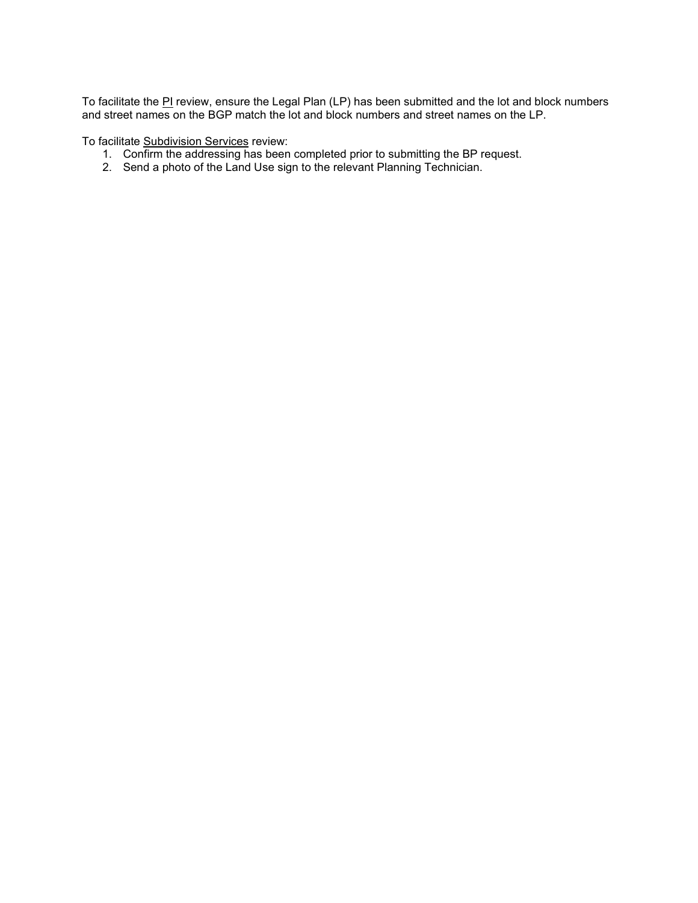To facilitate the <u>PI</u> review, ensure the Legal Plan (LP) has been submitted and the lot and block numbers and street names on the BGP match the lot and block numbers and street names on the LP.

To facilitate <u>Subdivision Services</u> review:

1. Confirm the addressing has been completed prior to submitting the BP request.
2. Send a photo of the Land Use sign to the relevant Planning Technician.